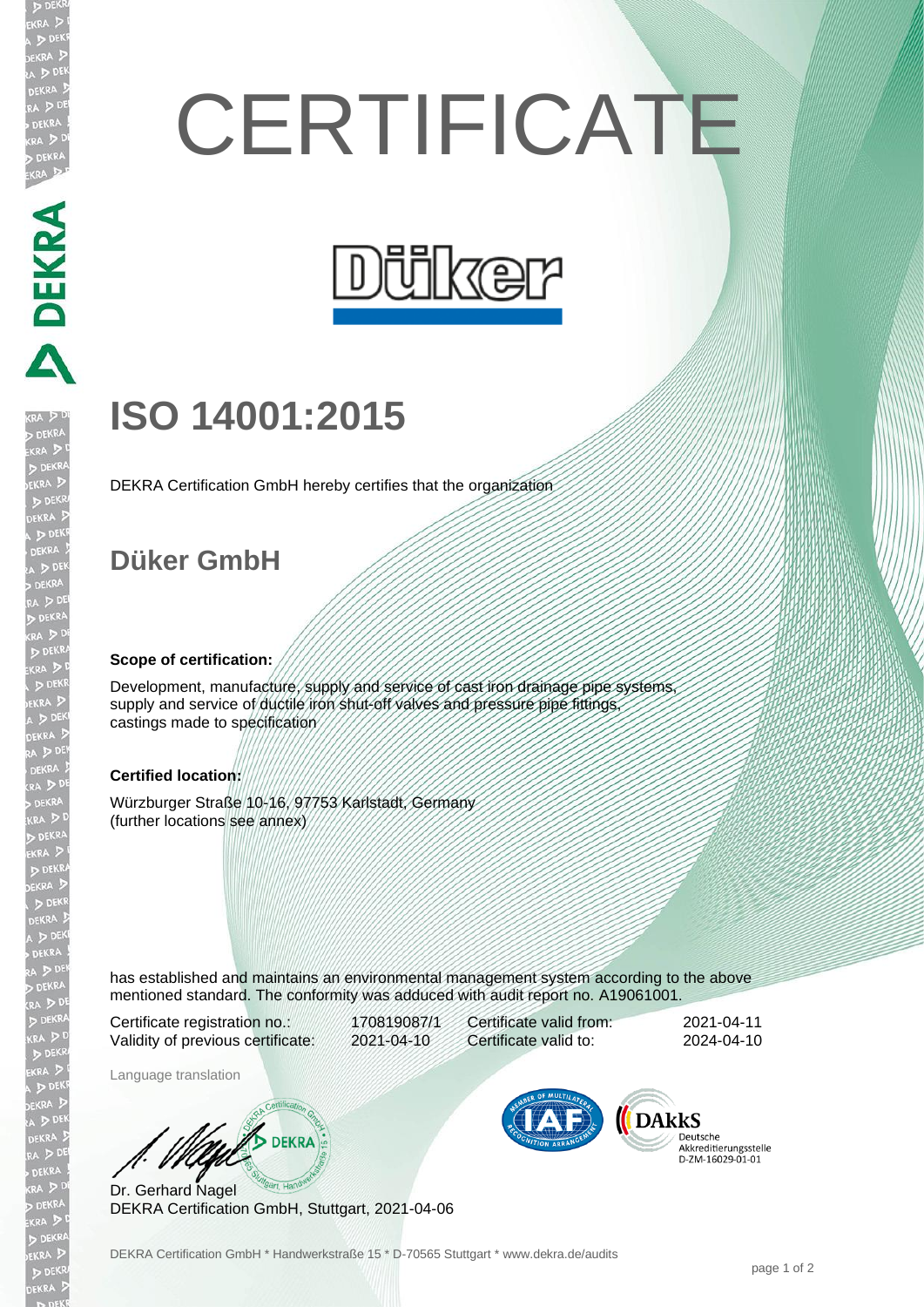# CERTIFICATE

Düker

## ISO 14001:2015

DEKRA Certification GmbH hereby certifies that the organization

## Düker GmbH

**Scope of certification:**

Development, manufacture, supply and service of cast iron drainage pipe systems, supply and service of ductile iron shut-off valves and pressure pipe fittings, castings made to specification

**Certified location:**

Würzburger Straße 10-16, 97753 Karlstadt, Germany
(further locations see annex)

has established and maintains an environmental management system according to the above mentioned standard. The conformity was adduced with audit report no. A19061001.

| | | | |
|---|---|---|---|
| Certificate registration no.: | 170819087/1 | Certificate valid from: | 2021-04-11 |
| Validity of previous certificate: | 2021-04-10 | Certificate valid to: | 2024-04-10 |

Language translation

Dr. Gerhard Nagel
DEKRA Certification GmbH, Stuttgart, 2021-04-06

DAkkS Deutsche Akkreditierungsstelle D-ZM-16029-01-01

DEKRA Certification GmbH * Handwerkstraße 15 * D-70565 Stuttgart * www.dekra.de/audits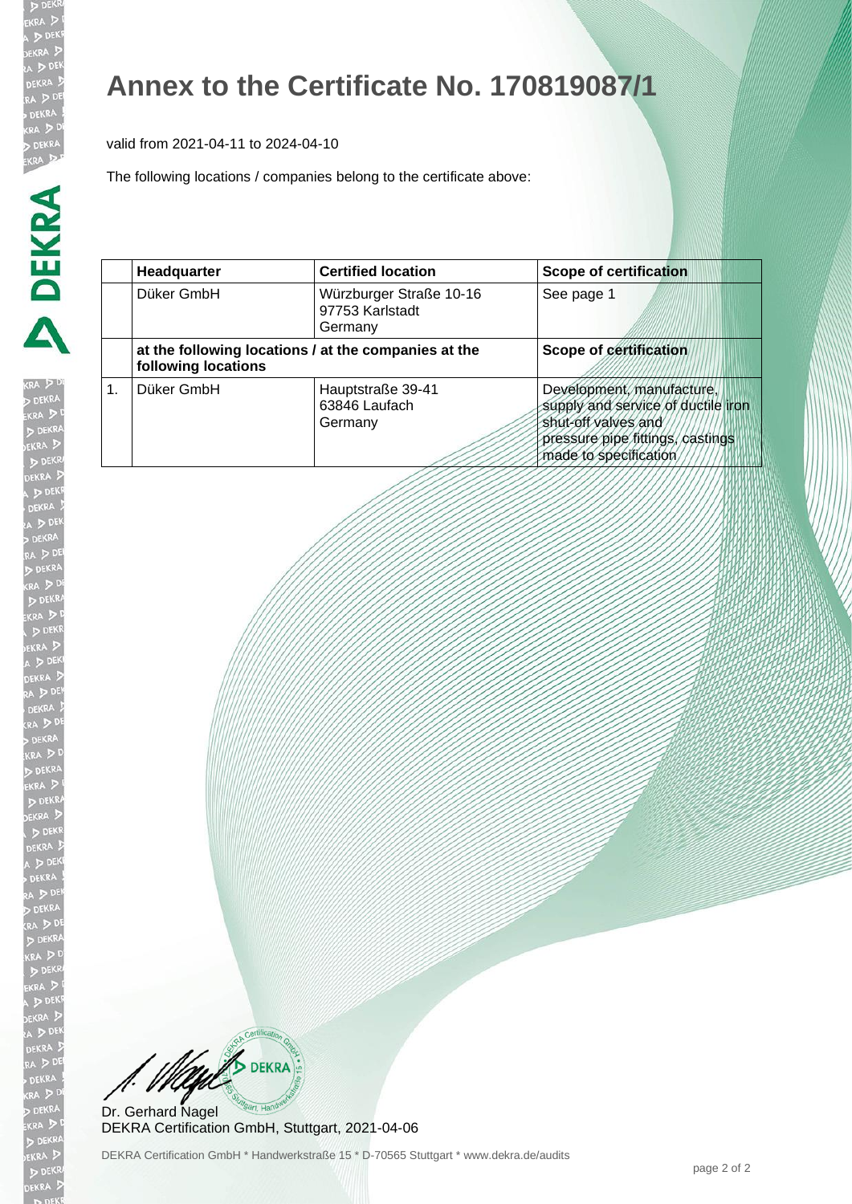# Annex to the Certificate No. 170819087/1

valid from 2021-04-11 to 2024-04-10

The following locations / companies belong to the certificate above:

| | Headquarter | Certified location | Scope of certification |
|---|---|---|---|
| | Düker GmbH | Würzburger Straße 10-16<br>97753 Karlstadt<br>Germany | See page 1 |
| | **at the following locations / at the companies at the following locations** | | **Scope of certification** |
| 1. | Düker GmbH | Hauptstraße 39-41<br>63846 Laufach<br>Germany | Development, manufacture, supply and service of ductile iron shut-off valves and pressure pipe fittings, castings made to specification |

Dr. Gerhard Nagel
DEKRA Certification GmbH, Stuttgart, 2021-04-06

DEKRA Certification GmbH * Handwerkstraße 15 * D-70565 Stuttgart * www.dekra.de/audits